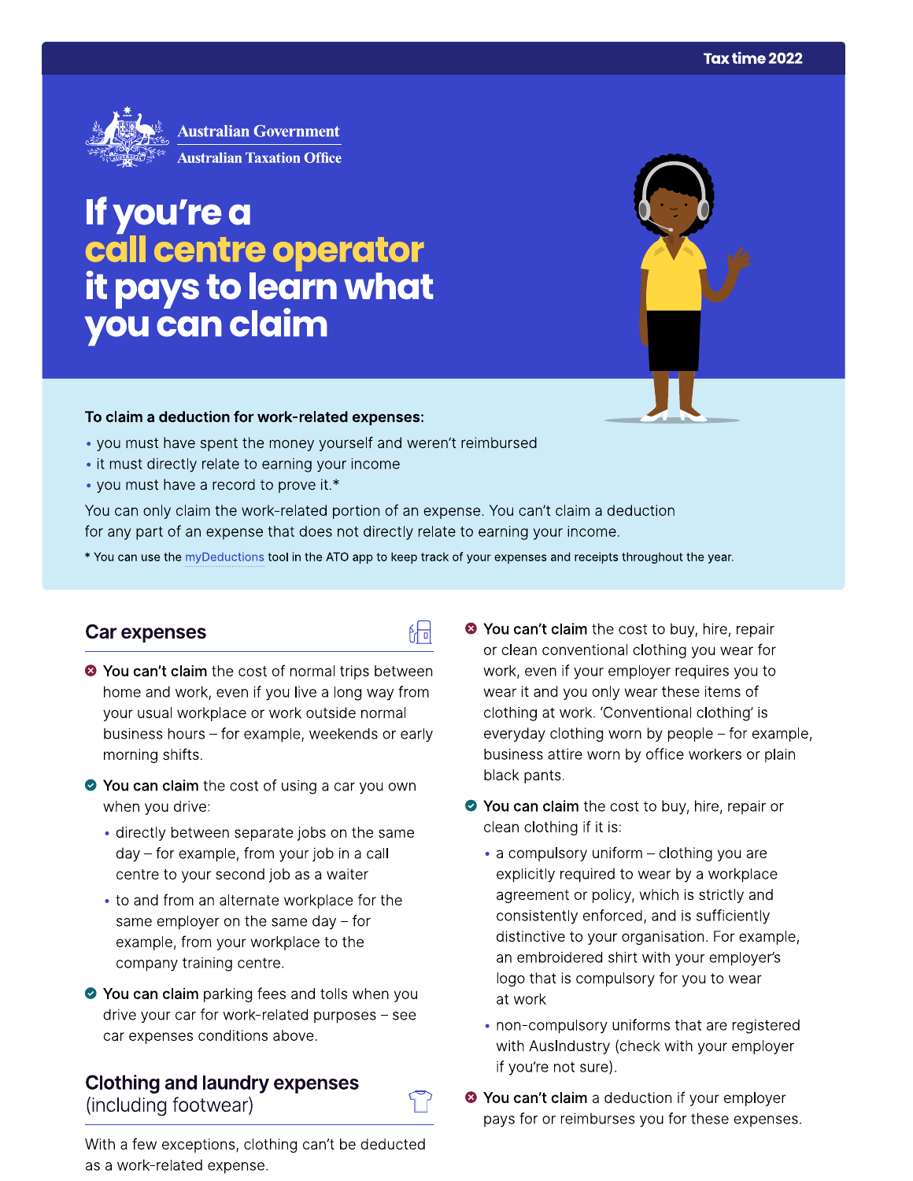Tax time 2022

Australian Government
Australian Taxation Office

# If you're a call centre operator it pays to learn what you can claim

**To claim a deduction for work-related expenses:**

- you must have spent the money yourself and weren't reimbursed
- it must directly relate to earning your income
- you must have a record to prove it.*

You can only claim the work-related portion of an expense. You can't claim a deduction for any part of an expense that does not directly relate to earning your income.

* You can use the myDeductions tool in the ATO app to keep track of your expenses and receipts throughout the year.

## Car expenses

- **You can't claim** the cost of normal trips between home and work, even if you live a long way from your usual workplace or work outside normal business hours – for example, weekends or early morning shifts.
- **You can claim** the cost of using a car you own when you drive:
  - directly between separate jobs on the same day – for example, from your job in a call centre to your second job as a waiter
  - to and from an alternate workplace for the same employer on the same day – for example, from your workplace to the company training centre.
- **You can claim** parking fees and tolls when you drive your car for work-related purposes – see car expenses conditions above.

## Clothing and laundry expenses (including footwear)

With a few exceptions, clothing can't be deducted as a work-related expense.

- **You can't claim** the cost to buy, hire, repair or clean conventional clothing you wear for work, even if your employer requires you to wear it and you only wear these items of clothing at work. 'Conventional clothing' is everyday clothing worn by people – for example, business attire worn by office workers or plain black pants.
- **You can claim** the cost to buy, hire, repair or clean clothing if it is:
  - a compulsory uniform – clothing you are explicitly required to wear by a workplace agreement or policy, which is strictly and consistently enforced, and is sufficiently distinctive to your organisation. For example, an embroidered shirt with your employer's logo that is compulsory for you to wear at work
  - non-compulsory uniforms that are registered with AusIndustry (check with your employer if you're not sure).
- **You can't claim** a deduction if your employer pays for or reimburses you for these expenses.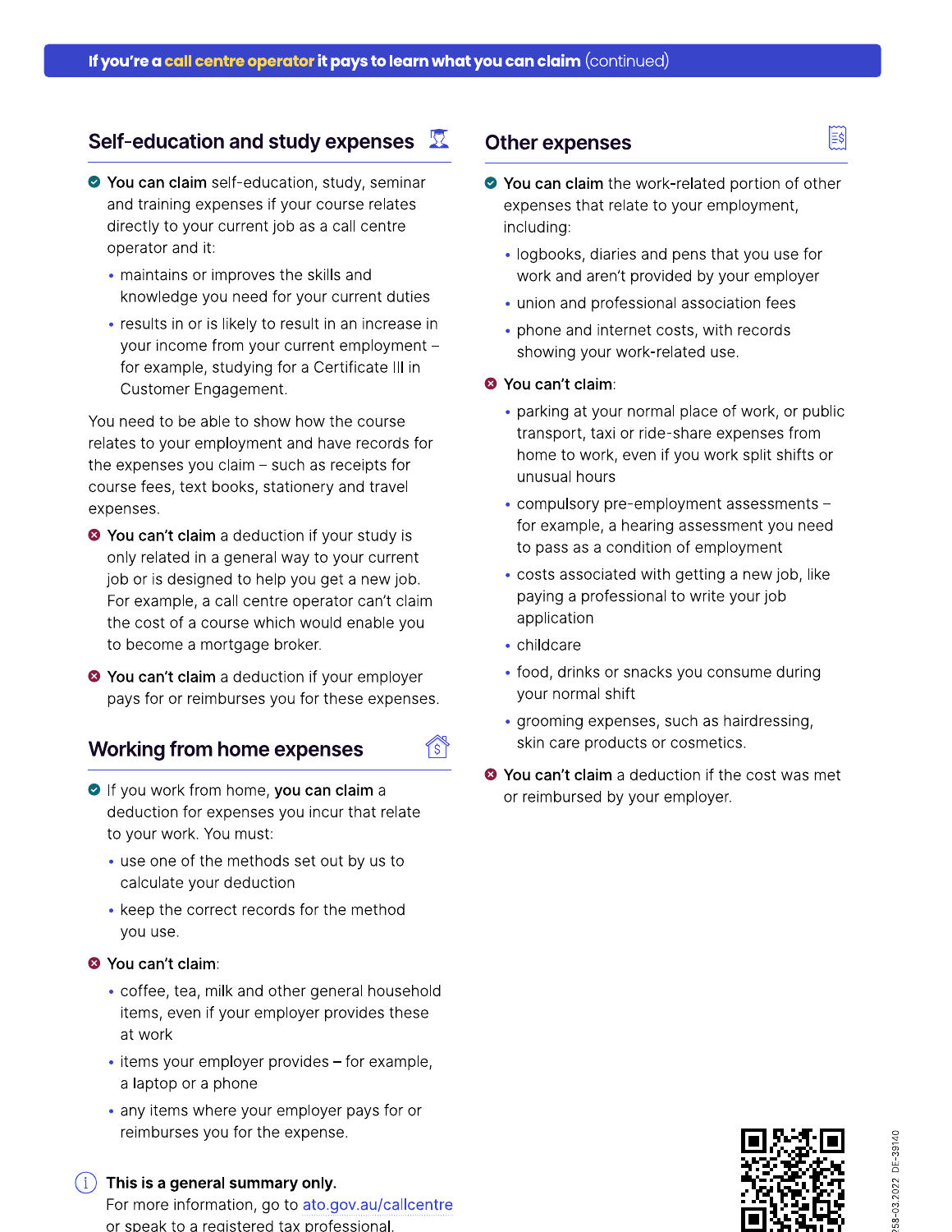**If you're a call centre operator it pays to learn what you can claim** (continued)

## Self-education and study expenses

- **You can claim** self-education, study, seminar and training expenses if your course relates directly to your current job as a call centre operator and it:
  - maintains or improves the skills and knowledge you need for your current duties
  - results in or is likely to result in an increase in your income from your current employment – for example, studying for a Certificate III in Customer Engagement.

You need to be able to show how the course relates to your employment and have records for the expenses you claim – such as receipts for course fees, text books, stationery and travel expenses.

- **You can't claim** a deduction if your study is only related in a general way to your current job or is designed to help you get a new job. For example, a call centre operator can't claim the cost of a course which would enable you to become a mortgage broker.
- **You can't claim** a deduction if your employer pays for or reimburses you for these expenses.

## Working from home expenses

- If you work from home, **you can claim** a deduction for expenses you incur that relate to your work. You must:
  - use one of the methods set out by us to calculate your deduction
  - keep the correct records for the method you use.
- **You can't claim**:
  - coffee, tea, milk and other general household items, even if your employer provides these at work
  - items your employer provides – for example, a laptop or a phone
  - any items where your employer pays for or reimburses you for the expense.

## Other expenses

- **You can claim** the work-related portion of other expenses that relate to your employment, including:
  - logbooks, diaries and pens that you use for work and aren't provided by your employer
  - union and professional association fees
  - phone and internet costs, with records showing your work-related use.
- **You can't claim**:
  - parking at your normal place of work, or public transport, taxi or ride-share expenses from home to work, even if you work split shifts or unusual hours
  - compulsory pre-employment assessments – for example, a hearing assessment you need to pass as a condition of employment
  - costs associated with getting a new job, like paying a professional to write your job application
  - childcare
  - food, drinks or snacks you consume during your normal shift
  - grooming expenses, such as hairdressing, skin care products or cosmetics.
- **You can't claim** a deduction if the cost was met or reimbursed by your employer.

**This is a general summary only.**
For more information, go to ato.gov.au/callcentre or speak to a registered tax professional.

258-03.2022 DE-39140